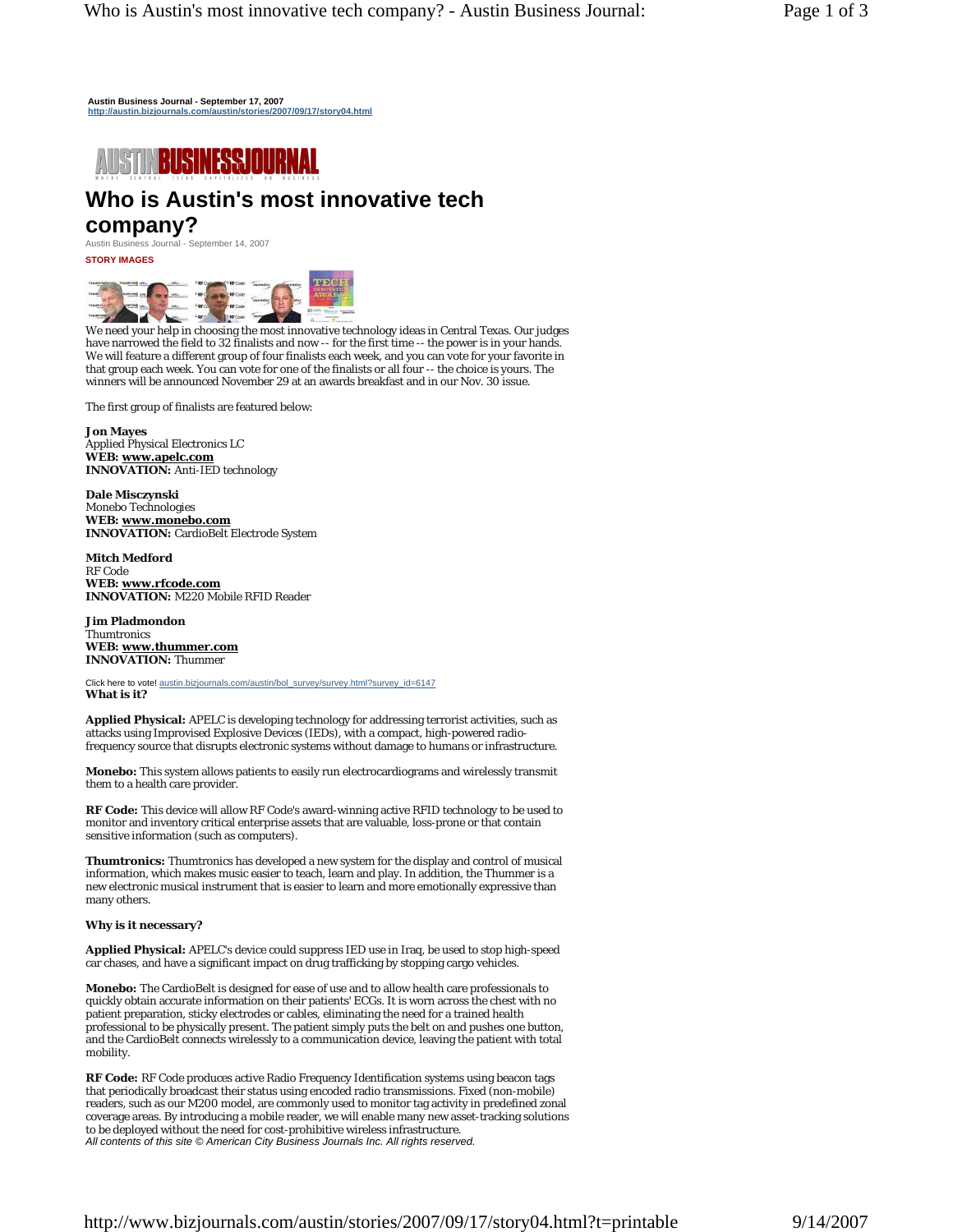**Austin Business Journal - September 17, 2007**
http://austin.bizjournals.com/austin/stories/2007/09/17/story04.html

# Who is Austin's most innovative tech company?

Austin Business Journal - September 14, 2007

**STORY IMAGES**

We need your help in choosing the most innovative technology ideas in Central Texas. Our judges have narrowed the field to 32 finalists and now -- for the first time -- the power is in your hands. We will feature a different group of four finalists each week, and you can vote for your favorite in that group each week. You can vote for one of the finalists or all four -- the choice is yours. The winners will be announced November 29 at an awards breakfast and in our Nov. 30 issue.

The first group of finalists are featured below:

**Jon Mayes**
Applied Physical Electronics LC
**WEB: www.apelc.com**
**INNOVATION:** Anti-IED technology

**Dale Misczynski**
Monebo Technologies
**WEB: www.monebo.com**
**INNOVATION:** CardioBelt Electrode System

**Mitch Medford**
RF Code
**WEB: www.rfcode.com**
**INNOVATION:** M220 Mobile RFID Reader

**Jim Pladmondon**
Thumtronics
**WEB: www.thummer.com**
**INNOVATION:** Thummer

Click here to vote! austin.bizjournals.com/austin/bol_survey/survey.html?survey_id=6147

**What is it?**

**Applied Physical:** APELC is developing technology for addressing terrorist activities, such as attacks using Improvised Explosive Devices (IEDs), with a compact, high-powered radio-frequency source that disrupts electronic systems without damage to humans or infrastructure.

**Monebo:** This system allows patients to easily run electrocardiograms and wirelessly transmit them to a health care provider.

**RF Code:** This device will allow RF Code's award-winning active RFID technology to be used to monitor and inventory critical enterprise assets that are valuable, loss-prone or that contain sensitive information (such as computers).

**Thumtronics:** Thumtronics has developed a new system for the display and control of musical information, which makes music easier to teach, learn and play. In addition, the Thummer is a new electronic musical instrument that is easier to learn and more emotionally expressive than many others.

**Why is it necessary?**

**Applied Physical:** APELC's device could suppress IED use in Iraq, be used to stop high-speed car chases, and have a significant impact on drug trafficking by stopping cargo vehicles.

**Monebo:** The CardioBelt is designed for ease of use and to allow health care professionals to quickly obtain accurate information on their patients' ECGs. It is worn across the chest with no patient preparation, sticky electrodes or cables, eliminating the need for a trained health professional to be physically present. The patient simply puts the belt on and pushes one button, and the CardioBelt connects wirelessly to a communication device, leaving the patient with total mobility.

**RF Code:** RF Code produces active Radio Frequency Identification systems using beacon tags that periodically broadcast their status using encoded radio transmissions. Fixed (non-mobile) readers, such as our M200 model, are commonly used to monitor tag activity in predefined zonal coverage areas. By introducing a mobile reader, we will enable many new asset-tracking solutions to be deployed without the need for cost-prohibitive wireless infrastructure.

*All contents of this site © American City Business Journals Inc. All rights reserved.*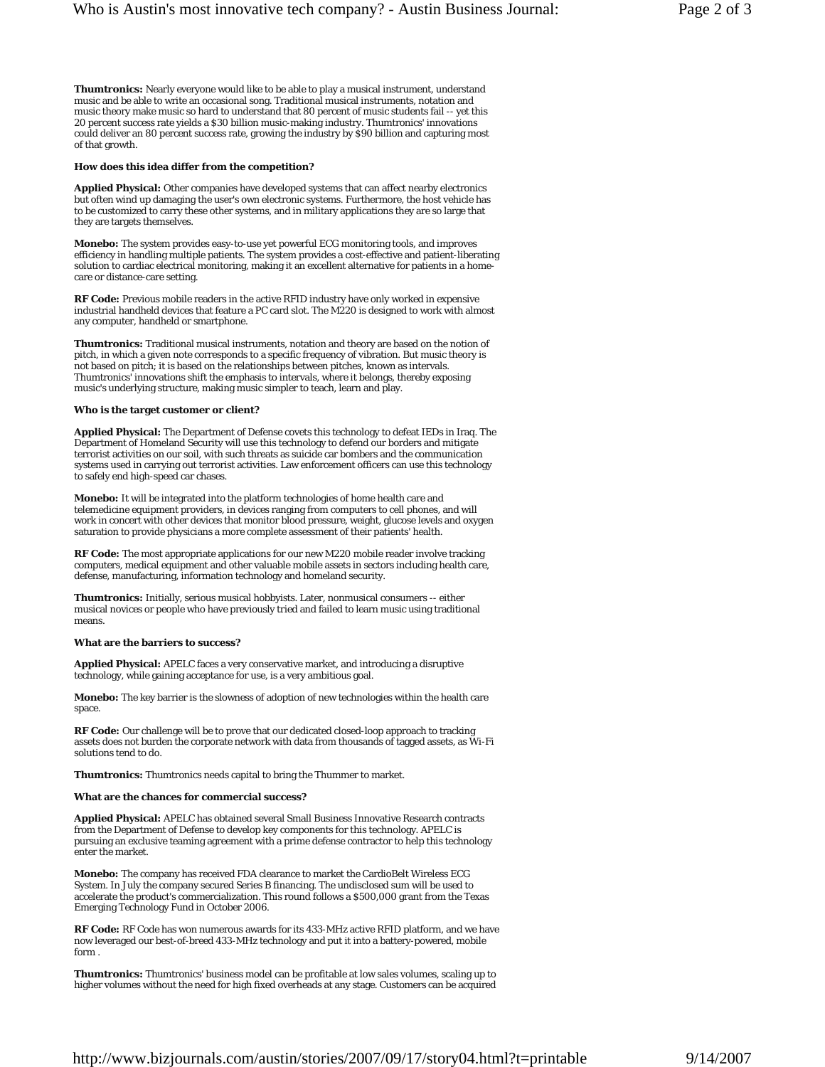**Thumtronics:** Nearly everyone would like to be able to play a musical instrument, understand music and be able to write an occasional song. Traditional musical instruments, notation and music theory make music so hard to understand that 80 percent of music students fail -- yet this 20 percent success rate yields a $30 billion music-making industry. Thumtronics' innovations could deliver an 80 percent success rate, growing the industry by $90 billion and capturing most of that growth.

**How does this idea differ from the competition?**

**Applied Physical:** Other companies have developed systems that can affect nearby electronics but often wind up damaging the user's own electronic systems. Furthermore, the host vehicle has to be customized to carry these other systems, and in military applications they are so large that they are targets themselves.

**Monebo:** The system provides easy-to-use yet powerful ECG monitoring tools, and improves efficiency in handling multiple patients. The system provides a cost-effective and patient-liberating solution to cardiac electrical monitoring, making it an excellent alternative for patients in a home-care or distance-care setting.

**RF Code:** Previous mobile readers in the active RFID industry have only worked in expensive industrial handheld devices that feature a PC card slot. The M220 is designed to work with almost any computer, handheld or smartphone.

**Thumtronics:** Traditional musical instruments, notation and theory are based on the notion of pitch, in which a given note corresponds to a specific frequency of vibration. But music theory is not based on pitch; it is based on the relationships between pitches, known as intervals. Thumtronics' innovations shift the emphasis to intervals, where it belongs, thereby exposing music's underlying structure, making music simpler to teach, learn and play.

**Who is the target customer or client?**

**Applied Physical:** The Department of Defense covets this technology to defeat IEDs in Iraq. The Department of Homeland Security will use this technology to defend our borders and mitigate terrorist activities on our soil, with such threats as suicide car bombers and the communication systems used in carrying out terrorist activities. Law enforcement officers can use this technology to safely end high-speed car chases.

**Monebo:** It will be integrated into the platform technologies of home health care and telemedicine equipment providers, in devices ranging from computers to cell phones, and will work in concert with other devices that monitor blood pressure, weight, glucose levels and oxygen saturation to provide physicians a more complete assessment of their patients' health.

**RF Code:** The most appropriate applications for our new M220 mobile reader involve tracking computers, medical equipment and other valuable mobile assets in sectors including health care, defense, manufacturing, information technology and homeland security.

**Thumtronics:** Initially, serious musical hobbyists. Later, nonmusical consumers -- either musical novices or people who have previously tried and failed to learn music using traditional means.

**What are the barriers to success?**

**Applied Physical:** APELC faces a very conservative market, and introducing a disruptive technology, while gaining acceptance for use, is a very ambitious goal.

**Monebo:** The key barrier is the slowness of adoption of new technologies within the health care space.

**RF Code:** Our challenge will be to prove that our dedicated closed-loop approach to tracking assets does not burden the corporate network with data from thousands of tagged assets, as Wi-Fi solutions tend to do.

**Thumtronics:** Thumtronics needs capital to bring the Thummer to market.

**What are the chances for commercial success?**

**Applied Physical:** APELC has obtained several Small Business Innovative Research contracts from the Department of Defense to develop key components for this technology. APELC is pursuing an exclusive teaming agreement with a prime defense contractor to help this technology enter the market.

**Monebo:** The company has received FDA clearance to market the CardioBelt Wireless ECG System. In July the company secured Series B financing. The undisclosed sum will be used to accelerate the product's commercialization. This round follows a $500,000 grant from the Texas Emerging Technology Fund in October 2006.

**RF Code:** RF Code has won numerous awards for its 433-MHz active RFID platform, and we have now leveraged our best-of-breed 433-MHz technology and put it into a battery-powered, mobile form .

**Thumtronics:** Thumtronics' business model can be profitable at low sales volumes, scaling up to higher volumes without the need for high fixed overheads at any stage. Customers can be acquired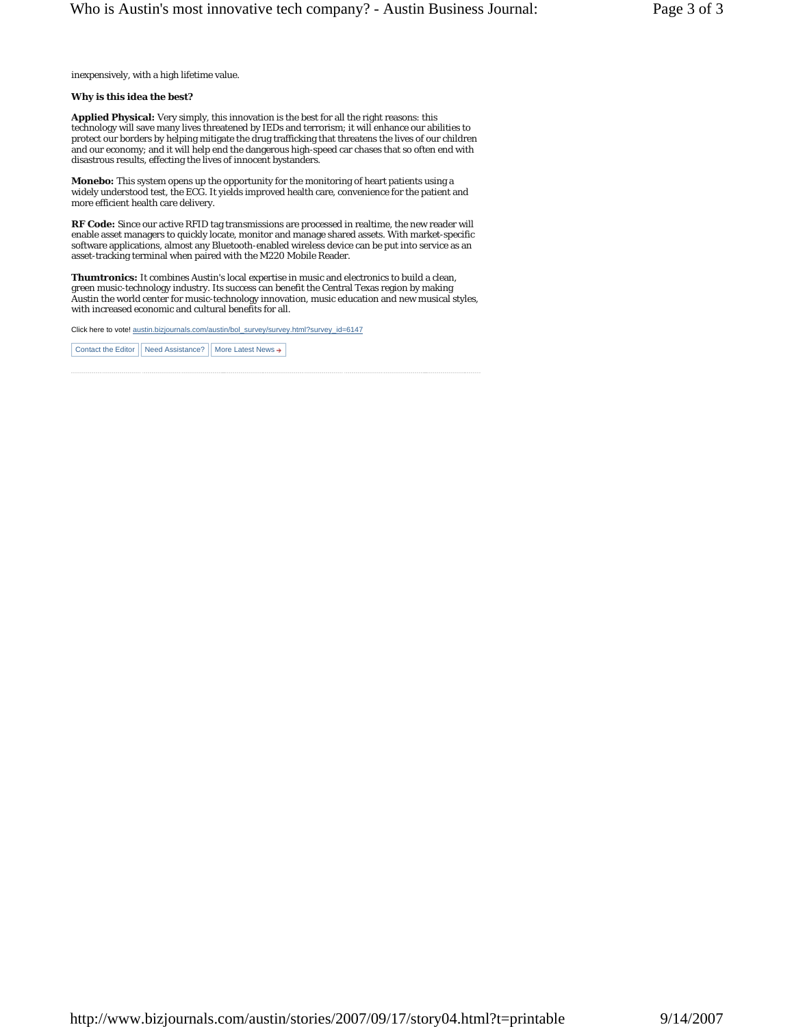inexpensively, with a high lifetime value.

**Why is this idea the best?**

**Applied Physical:** Very simply, this innovation is the best for all the right reasons: this technology will save many lives threatened by IEDs and terrorism; it will enhance our abilities to protect our borders by helping mitigate the drug trafficking that threatens the lives of our children and our economy; and it will help end the dangerous high-speed car chases that so often end with disastrous results, effecting the lives of innocent bystanders.

**Monebo:** This system opens up the opportunity for the monitoring of heart patients using a widely understood test, the ECG. It yields improved health care, convenience for the patient and more efficient health care delivery.

**RF Code:** Since our active RFID tag transmissions are processed in realtime, the new reader will enable asset managers to quickly locate, monitor and manage shared assets. With market-specific software applications, almost any Bluetooth-enabled wireless device can be put into service as an asset-tracking terminal when paired with the M220 Mobile Reader.

**Thumtronics:** It combines Austin's local expertise in music and electronics to build a clean, green music-technology industry. Its success can benefit the Central Texas region by making Austin the world center for music-technology innovation, music education and new musical styles, with increased economic and cultural benefits for all.

Click here to vote! austin.bizjournals.com/austin/bol_survey/survey.html?survey_id=6147

Contact the Editor | Need Assistance? | More Latest News →